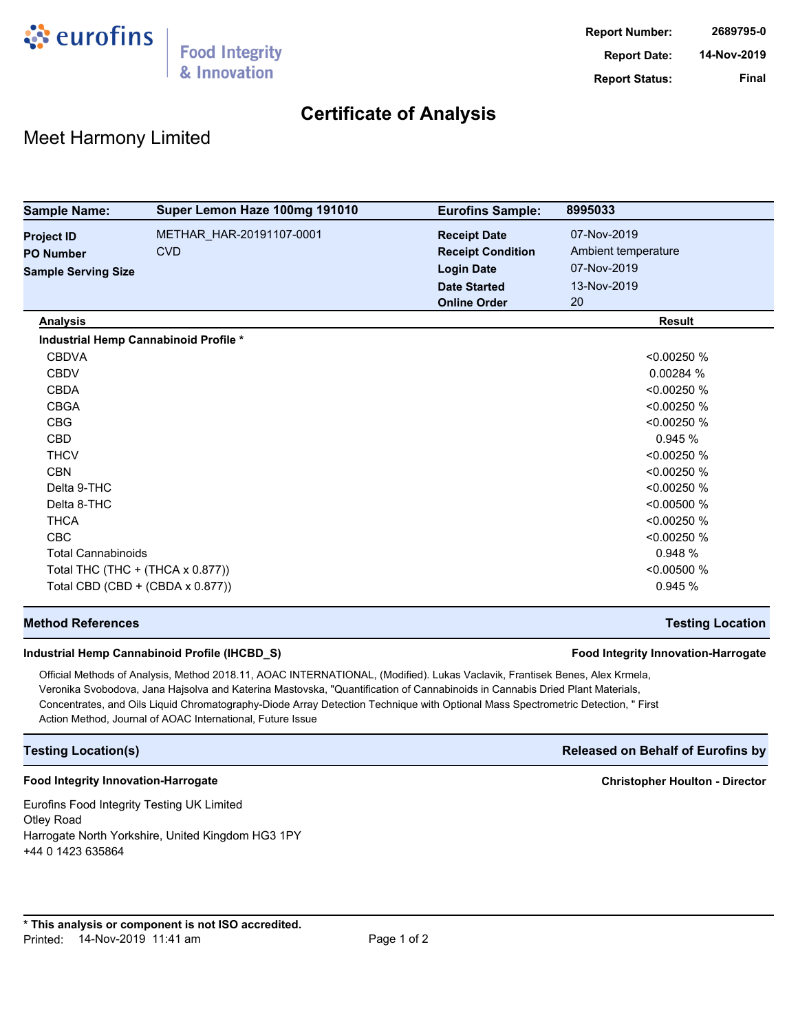**Report Number:** 2689795-0
**Report Date:** 14-Nov-2019
**Report Status:** Final

# Certificate of Analysis

## Meet Harmony Limited

| **Sample Name:** | **Super Lemon Haze 100mg 191010** | **Eurofins Sample:** | **8995033** |
|---|---|---|---|
| **Project ID** | METHAR_HAR-20191107-0001 | **Receipt Date** | 07-Nov-2019 |
| **PO Number** | CVD | **Receipt Condition** | Ambient temperature |
| **Sample Serving Size** | | **Login Date** | 07-Nov-2019 |
| | | **Date Started** | 13-Nov-2019 |
| | | **Online Order** | 20 |

| **Analysis** | **Result** |
|---|---|
| **Industrial Hemp Cannabinoid Profile *** | |
| CBDVA | <0.00250 % |
| CBDV | 0.00284 % |
| CBDA | <0.00250 % |
| CBGA | <0.00250 % |
| CBG | <0.00250 % |
| CBD | 0.945 % |
| THCV | <0.00250 % |
| CBN | <0.00250 % |
| Delta 9-THC | <0.00250 % |
| Delta 8-THC | <0.00500 % |
| THCA | <0.00250 % |
| CBC | <0.00250 % |
| Total Cannabinoids | 0.948 % |
| Total THC (THC + (THCA x 0.877)) | <0.00500 % |
| Total CBD (CBD + (CBDA x 0.877)) | 0.945 % |

| **Method References** | **Testing Location** |
|---|---|
| **Industrial Hemp Cannabinoid Profile (IHCBD_S)** | **Food Integrity Innovation-Harrogate** |

Official Methods of Analysis, Method 2018.11, AOAC INTERNATIONAL, (Modified). Lukas Vaclavik, Frantisek Benes, Alex Krmela, Veronika Svobodova, Jana Hajsolva and Katerina Mastovska, "Quantification of Cannabinoids in Cannabis Dried Plant Materials, Concentrates, and Oils Liquid Chromatography-Diode Array Detection Technique with Optional Mass Spectrometric Detection, " First Action Method, Journal of AOAC International, Future Issue

| **Testing Location(s)** | **Released on Behalf of Eurofins by** |
|---|---|
| **Food Integrity Innovation-Harrogate** | **Christopher Houlton - Director** |

Eurofins Food Integrity Testing UK Limited
Otley Road
Harrogate North Yorkshire, United Kingdom HG3 1PY
+44 0 1423 635864

**\* This analysis or component is not ISO accredited.**

Printed: 14-Nov-2019 11:41 am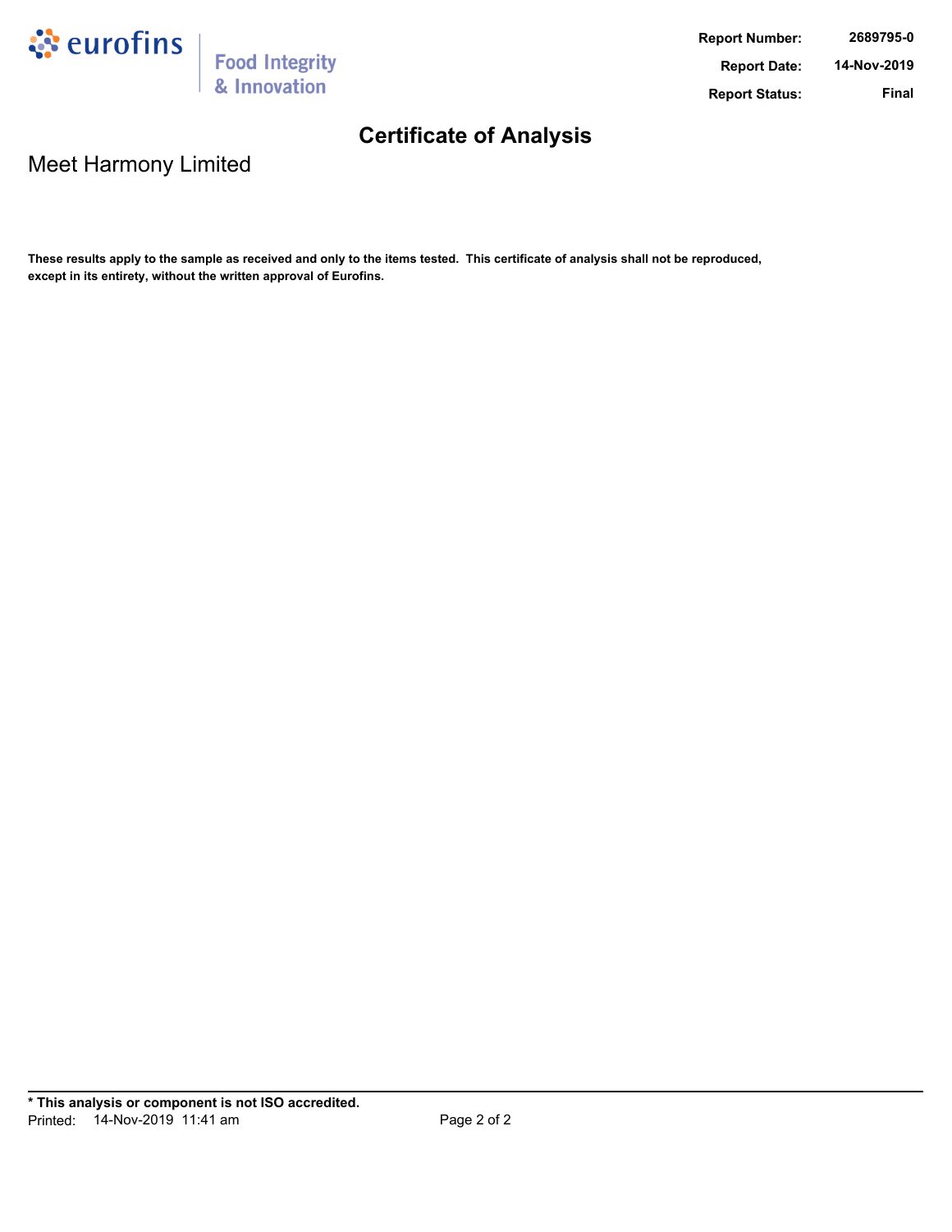**Report Number:** 2689795-0
**Report Date:** 14-Nov-2019
**Report Status:** Final

# Certificate of Analysis

## Meet Harmony Limited

**These results apply to the sample as received and only to the items tested. This certificate of analysis shall not be reproduced, except in its entirety, without the written approval of Eurofins.**

**\* This analysis or component is not ISO accredited.**

Printed: 14-Nov-2019 11:41 am